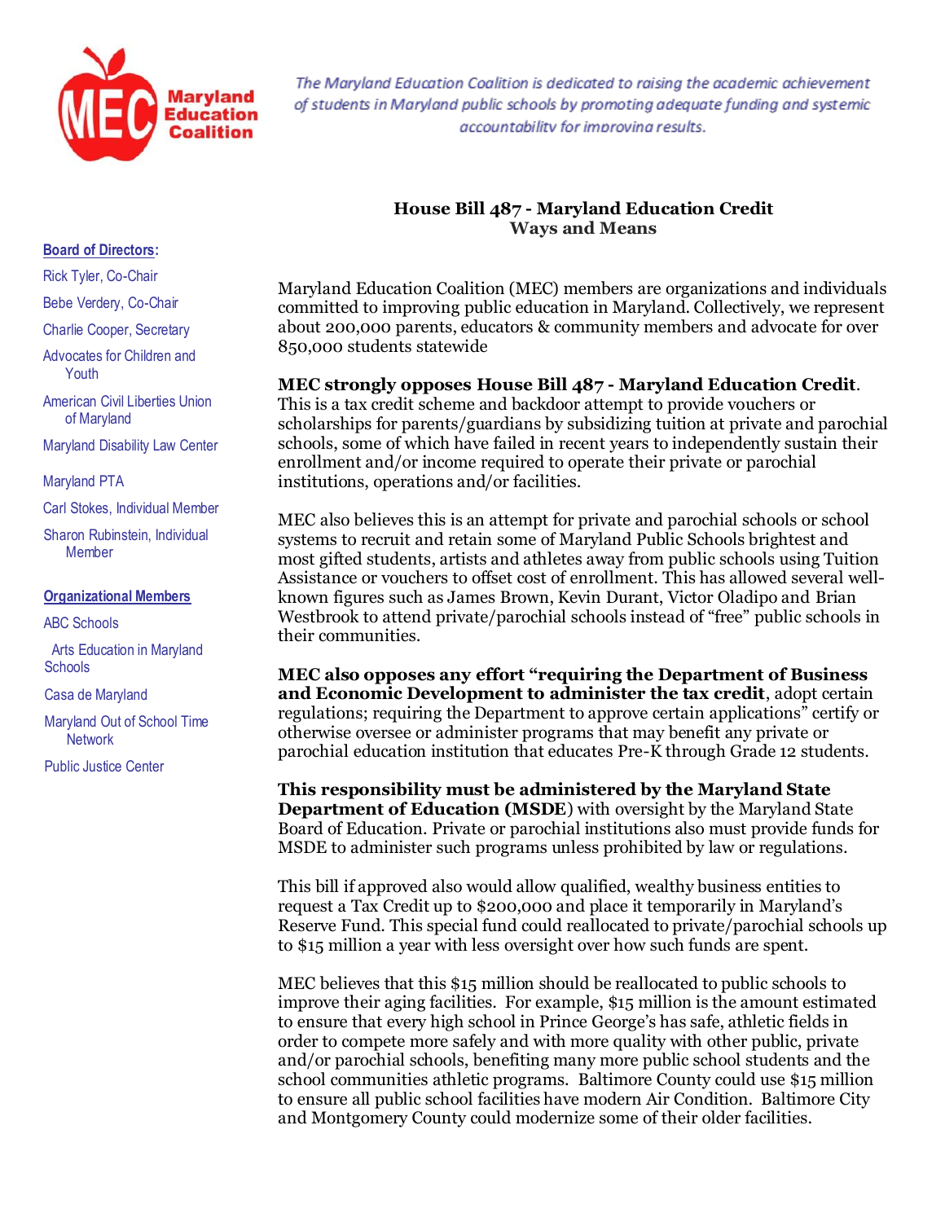**Maryland Education Coalition**

*The Maryland Education Coalition is dedicated to raising the academic achievement of students in Maryland public schools by promoting adequate funding and systemic accountability for improving results.*

**Board of Directors:**

- Rick Tyler, Co-Chair
- Bebe Verdery, Co-Chair
- Charlie Cooper, Secretary
- Advocates for Children and Youth
- American Civil Liberties Union of Maryland
- Maryland Disability Law Center
- Maryland PTA
- Carl Stokes, Individual Member
- Sharon Rubinstein, Individual Member

**Organizational Members**

- ABC Schools
- Arts Education in Maryland Schools
- Casa de Maryland
- Maryland Out of School Time Network
- Public Justice Center

## House Bill 487 - Maryland Education Credit
### Ways and Means

Maryland Education Coalition (MEC) members are organizations and individuals committed to improving public education in Maryland. Collectively, we represent about 200,000 parents, educators & community members and advocate for over 850,000 students statewide

**MEC strongly opposes House Bill 487 - Maryland Education Credit**. This is a tax credit scheme and backdoor attempt to provide vouchers or scholarships for parents/guardians by subsidizing tuition at private and parochial schools, some of which have failed in recent years to independently sustain their enrollment and/or income required to operate their private or parochial institutions, operations and/or facilities.

MEC also believes this is an attempt for private and parochial schools or school systems to recruit and retain some of Maryland Public Schools brightest and most gifted students, artists and athletes away from public schools using Tuition Assistance or vouchers to offset cost of enrollment. This has allowed several well-known figures such as James Brown, Kevin Durant, Victor Oladipo and Brian Westbrook to attend private/parochial schools instead of "free" public schools in their communities.

**MEC also opposes any effort "requiring the Department of Business and Economic Development to administer the tax credit**, adopt certain regulations; requiring the Department to approve certain applications" certify or otherwise oversee or administer programs that may benefit any private or parochial education institution that educates Pre-K through Grade 12 students.

**This responsibility must be administered by the Maryland State Department of Education (MSDE**) with oversight by the Maryland State Board of Education. Private or parochial institutions also must provide funds for MSDE to administer such programs unless prohibited by law or regulations.

This bill if approved also would allow qualified, wealthy business entities to request a Tax Credit up to $200,000 and place it temporarily in Maryland's Reserve Fund. This special fund could reallocated to private/parochial schools up to $15 million a year with less oversight over how such funds are spent.

MEC believes that this $15 million should be reallocated to public schools to improve their aging facilities. For example, $15 million is the amount estimated to ensure that every high school in Prince George's has safe, athletic fields in order to compete more safely and with more quality with other public, private and/or parochial schools, benefiting many more public school students and the school communities athletic programs. Baltimore County could use $15 million to ensure all public school facilities have modern Air Condition. Baltimore City and Montgomery County could modernize some of their older facilities.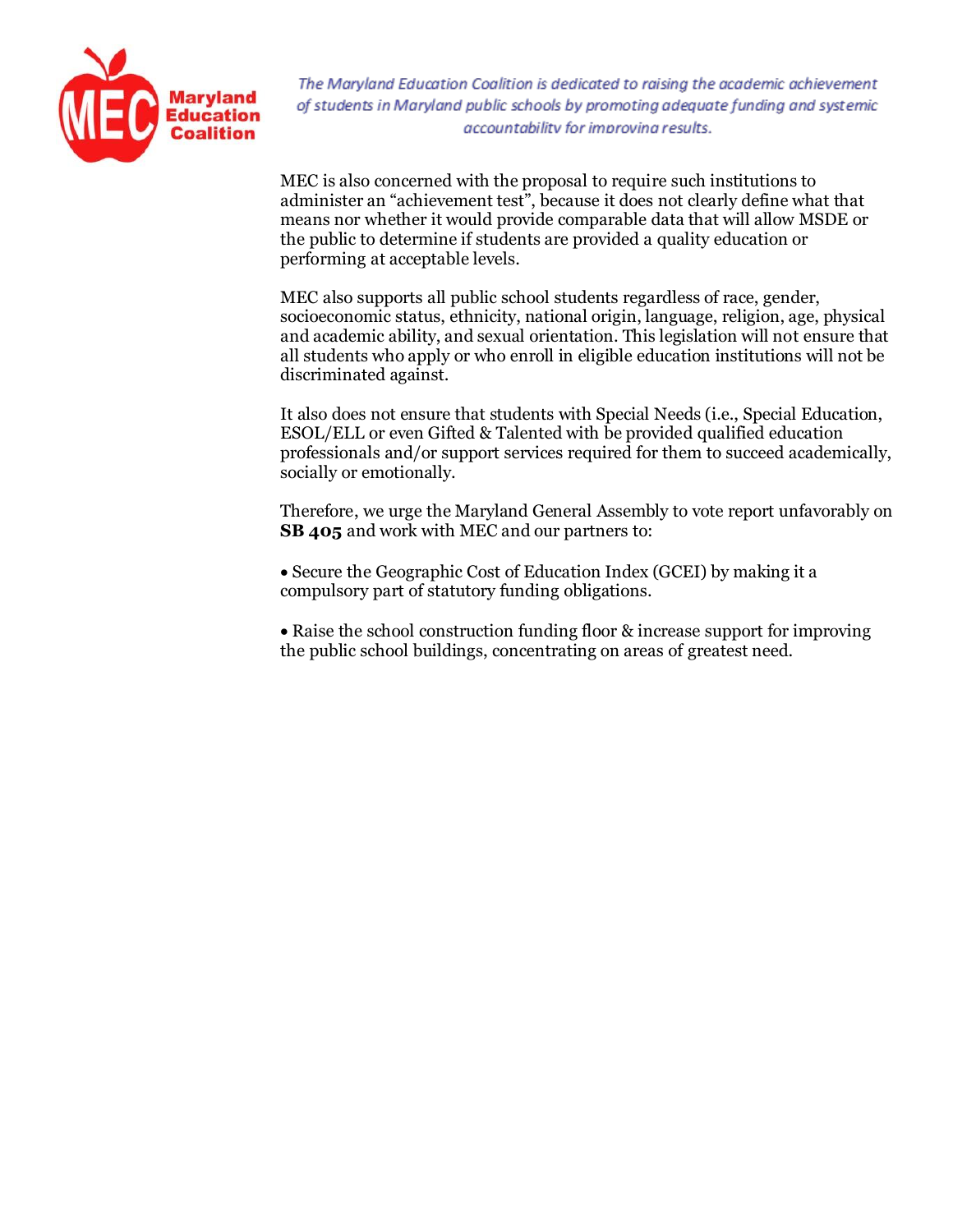*The Maryland Education Coalition is dedicated to raising the academic achievement of students in Maryland public schools by promoting adequate funding and systemic accountability for improving results.*

MEC is also concerned with the proposal to require such institutions to administer an "achievement test", because it does not clearly define what that means nor whether it would provide comparable data that will allow MSDE or the public to determine if students are provided a quality education or performing at acceptable levels.

MEC also supports all public school students regardless of race, gender, socioeconomic status, ethnicity, national origin, language, religion, age, physical and academic ability, and sexual orientation. This legislation will not ensure that all students who apply or who enroll in eligible education institutions will not be discriminated against.

It also does not ensure that students with Special Needs (i.e., Special Education, ESOL/ELL or even Gifted & Talented with be provided qualified education professionals and/or support services required for them to succeed academically, socially or emotionally.

Therefore, we urge the Maryland General Assembly to vote report unfavorably on **SB 405** and work with MEC and our partners to:

• Secure the Geographic Cost of Education Index (GCEI) by making it a compulsory part of statutory funding obligations.

• Raise the school construction funding floor & increase support for improving the public school buildings, concentrating on areas of greatest need.